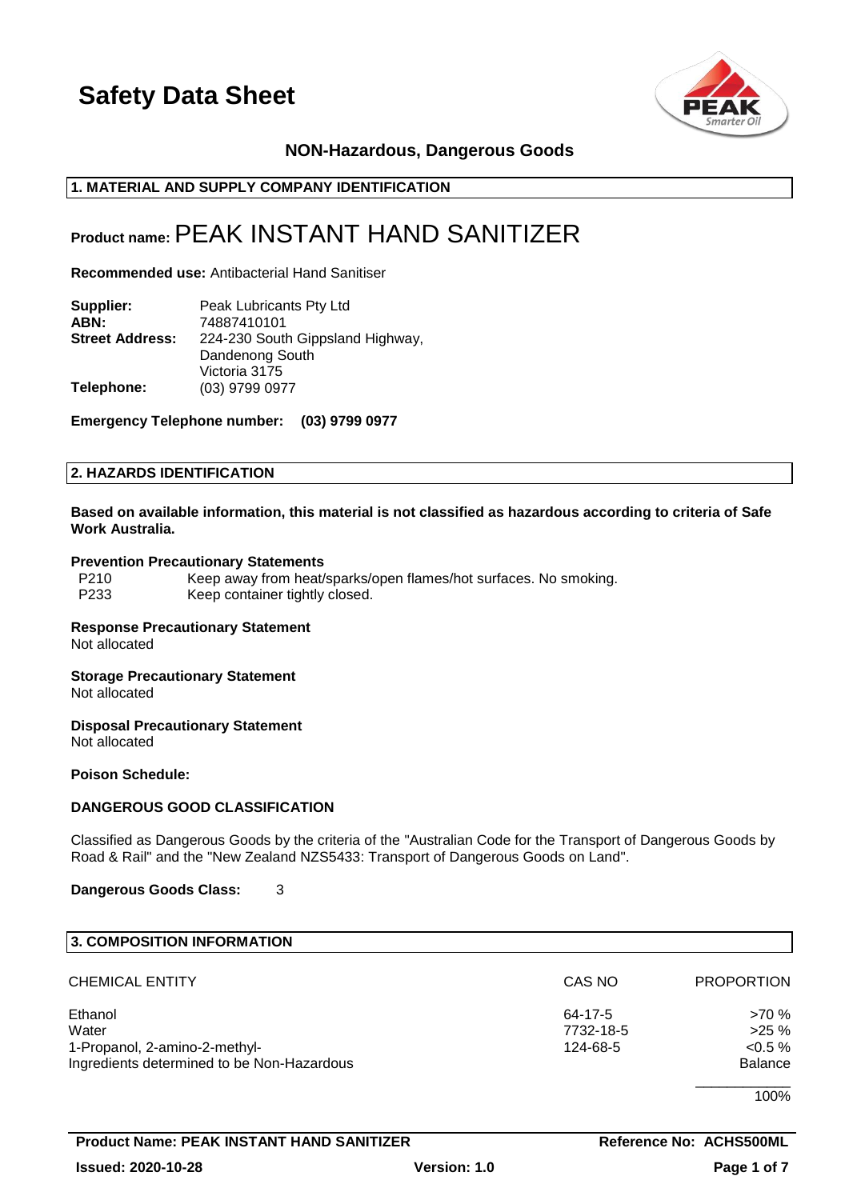# Safety Data Sheet

## NON-Hazardous, Dangerous Goods

### 1. MATERIAL AND SUPPLY COMPANY IDENTIFICATION

**Product name:** PEAK INSTANT HAND SANITIZER

**Recommended use:** Antibacterial Hand Sanitiser

**Supplier:** Peak Lubricants Pty Ltd
**ABN:** 74887410101
**Street Address:** 224-230 South Gippsland Highway, Dandenong South Victoria 3175
**Telephone:** (03) 9799 0977

**Emergency Telephone number: (03) 9799 0977**

### 2. HAZARDS IDENTIFICATION

**Based on available information, this material is not classified as hazardous according to criteria of Safe Work Australia.**

**Prevention Precautionary Statements**

P210 Keep away from heat/sparks/open flames/hot surfaces. No smoking.
P233 Keep container tightly closed.

**Response Precautionary Statement**
Not allocated

**Storage Precautionary Statement**
Not allocated

**Disposal Precautionary Statement**
Not allocated

**Poison Schedule:**

**DANGEROUS GOOD CLASSIFICATION**

Classified as Dangerous Goods by the criteria of the "Australian Code for the Transport of Dangerous Goods by Road & Rail" and the "New Zealand NZS5433: Transport of Dangerous Goods on Land".

**Dangerous Goods Class:** 3

### 3. COMPOSITION INFORMATION

| CHEMICAL ENTITY | CAS NO | PROPORTION |
|---|---|---|
| Ethanol | 64-17-5 | >70 % |
| Water | 7732-18-5 | >25 % |
| 1-Propanol, 2-amino-2-methyl- | 124-68-5 | <0.5 % |
| Ingredients determined to be Non-Hazardous | | Balance |
| | | 100% |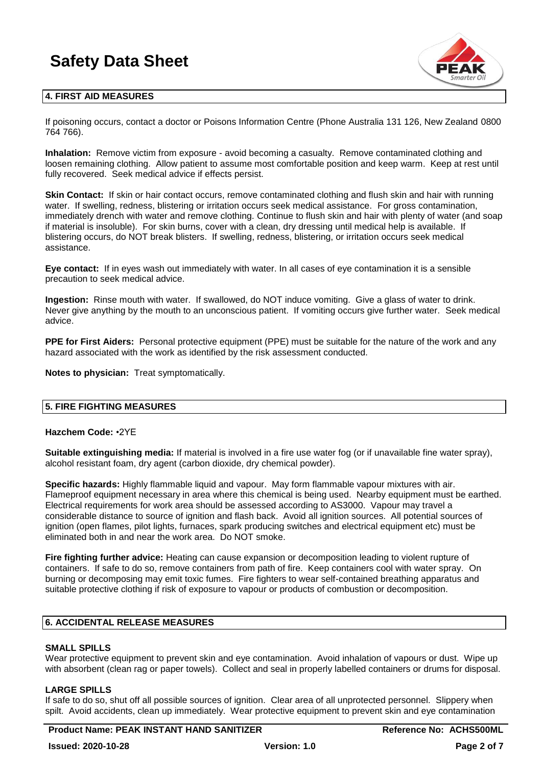## 4. FIRST AID MEASURES

If poisoning occurs, contact a doctor or Poisons Information Centre (Phone Australia 131 126, New Zealand 0800 764 766).

**Inhalation:** Remove victim from exposure - avoid becoming a casualty. Remove contaminated clothing and loosen remaining clothing. Allow patient to assume most comfortable position and keep warm. Keep at rest until fully recovered. Seek medical advice if effects persist.

**Skin Contact:** If skin or hair contact occurs, remove contaminated clothing and flush skin and hair with running water. If swelling, redness, blistering or irritation occurs seek medical assistance. For gross contamination, immediately drench with water and remove clothing. Continue to flush skin and hair with plenty of water (and soap if material is insoluble). For skin burns, cover with a clean, dry dressing until medical help is available. If blistering occurs, do NOT break blisters. If swelling, redness, blistering, or irritation occurs seek medical assistance.

**Eye contact:** If in eyes wash out immediately with water. In all cases of eye contamination it is a sensible precaution to seek medical advice.

**Ingestion:** Rinse mouth with water. If swallowed, do NOT induce vomiting. Give a glass of water to drink. Never give anything by the mouth to an unconscious patient. If vomiting occurs give further water. Seek medical advice.

**PPE for First Aiders:** Personal protective equipment (PPE) must be suitable for the nature of the work and any hazard associated with the work as identified by the risk assessment conducted.

**Notes to physician:** Treat symptomatically.

## 5. FIRE FIGHTING MEASURES

**Hazchem Code:** •2YE

**Suitable extinguishing media:** If material is involved in a fire use water fog (or if unavailable fine water spray), alcohol resistant foam, dry agent (carbon dioxide, dry chemical powder).

**Specific hazards:** Highly flammable liquid and vapour. May form flammable vapour mixtures with air. Flameproof equipment necessary in area where this chemical is being used. Nearby equipment must be earthed. Electrical requirements for work area should be assessed according to AS3000. Vapour may travel a considerable distance to source of ignition and flash back. Avoid all ignition sources. All potential sources of ignition (open flames, pilot lights, furnaces, spark producing switches and electrical equipment etc) must be eliminated both in and near the work area. Do NOT smoke.

**Fire fighting further advice:** Heating can cause expansion or decomposition leading to violent rupture of containers. If safe to do so, remove containers from path of fire. Keep containers cool with water spray. On burning or decomposing may emit toxic fumes. Fire fighters to wear self-contained breathing apparatus and suitable protective clothing if risk of exposure to vapour or products of combustion or decomposition.

## 6. ACCIDENTAL RELEASE MEASURES

### SMALL SPILLS

Wear protective equipment to prevent skin and eye contamination. Avoid inhalation of vapours or dust. Wipe up with absorbent (clean rag or paper towels). Collect and seal in properly labelled containers or drums for disposal.

### LARGE SPILLS

If safe to do so, shut off all possible sources of ignition. Clear area of all unprotected personnel. Slippery when spilt. Avoid accidents, clean up immediately. Wear protective equipment to prevent skin and eye contamination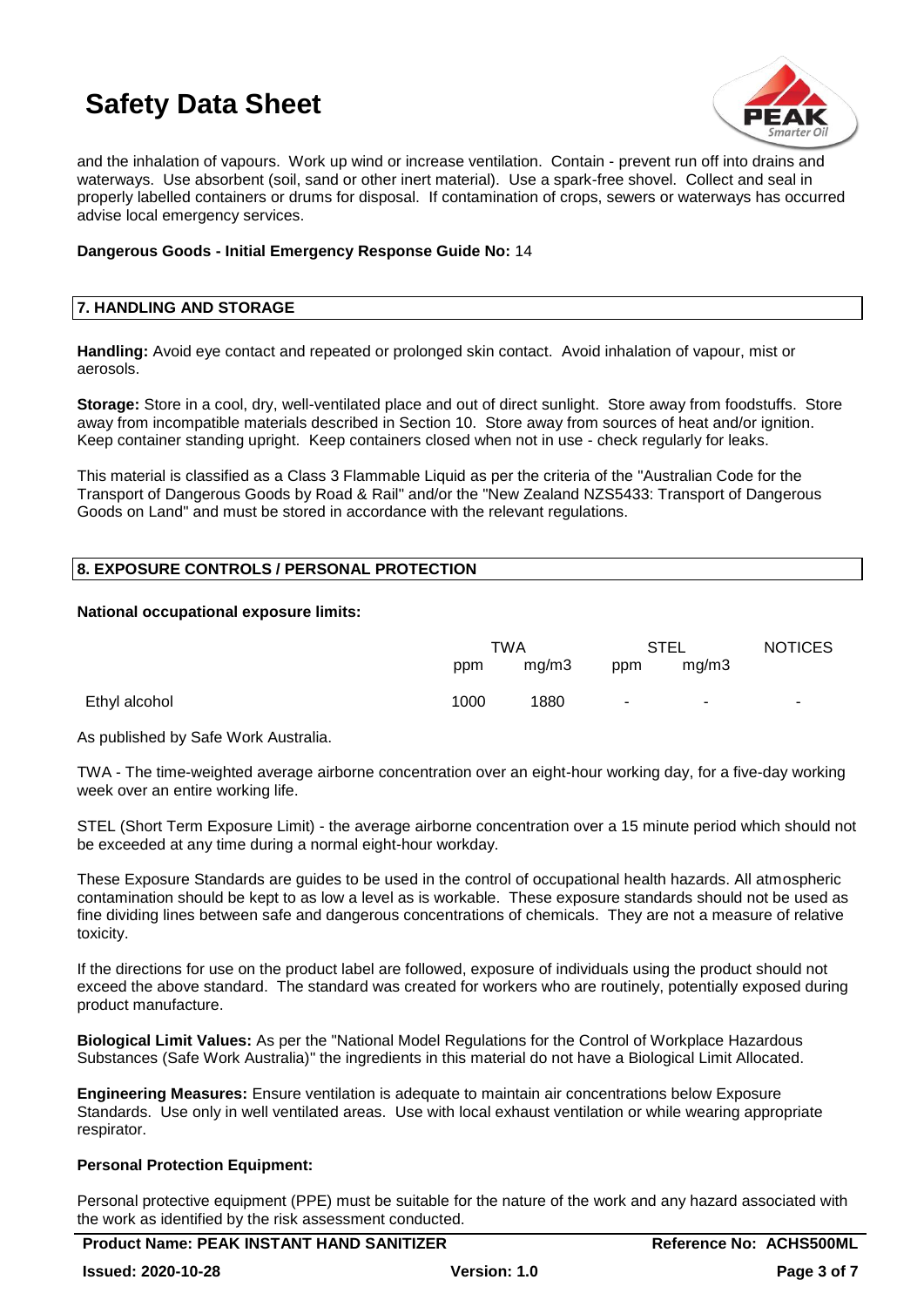and the inhalation of vapours. Work up wind or increase ventilation. Contain - prevent run off into drains and waterways. Use absorbent (soil, sand or other inert material). Use a spark-free shovel. Collect and seal in properly labelled containers or drums for disposal. If contamination of crops, sewers or waterways has occurred advise local emergency services.

**Dangerous Goods - Initial Emergency Response Guide No:** 14

## 7. HANDLING AND STORAGE

**Handling:** Avoid eye contact and repeated or prolonged skin contact. Avoid inhalation of vapour, mist or aerosols.

**Storage:** Store in a cool, dry, well-ventilated place and out of direct sunlight. Store away from foodstuffs. Store away from incompatible materials described in Section 10. Store away from sources of heat and/or ignition. Keep container standing upright. Keep containers closed when not in use - check regularly for leaks.

This material is classified as a Class 3 Flammable Liquid as per the criteria of the "Australian Code for the Transport of Dangerous Goods by Road & Rail" and/or the "New Zealand NZS5433: Transport of Dangerous Goods on Land" and must be stored in accordance with the relevant regulations.

## 8. EXPOSURE CONTROLS / PERSONAL PROTECTION

**National occupational exposure limits:**

| | TWA | | STEL | | NOTICES |
|---|---|---|---|---|---|
| | ppm | mg/m3 | ppm | mg/m3 | |
| Ethyl alcohol | 1000 | 1880 | - | - | - |

As published by Safe Work Australia.

TWA - The time-weighted average airborne concentration over an eight-hour working day, for a five-day working week over an entire working life.

STEL (Short Term Exposure Limit) - the average airborne concentration over a 15 minute period which should not be exceeded at any time during a normal eight-hour workday.

These Exposure Standards are guides to be used in the control of occupational health hazards. All atmospheric contamination should be kept to as low a level as is workable. These exposure standards should not be used as fine dividing lines between safe and dangerous concentrations of chemicals. They are not a measure of relative toxicity.

If the directions for use on the product label are followed, exposure of individuals using the product should not exceed the above standard. The standard was created for workers who are routinely, potentially exposed during product manufacture.

**Biological Limit Values:** As per the "National Model Regulations for the Control of Workplace Hazardous Substances (Safe Work Australia)" the ingredients in this material do not have a Biological Limit Allocated.

**Engineering Measures:** Ensure ventilation is adequate to maintain air concentrations below Exposure Standards. Use only in well ventilated areas. Use with local exhaust ventilation or while wearing appropriate respirator.

**Personal Protection Equipment:**

Personal protective equipment (PPE) must be suitable for the nature of the work and any hazard associated with the work as identified by the risk assessment conducted.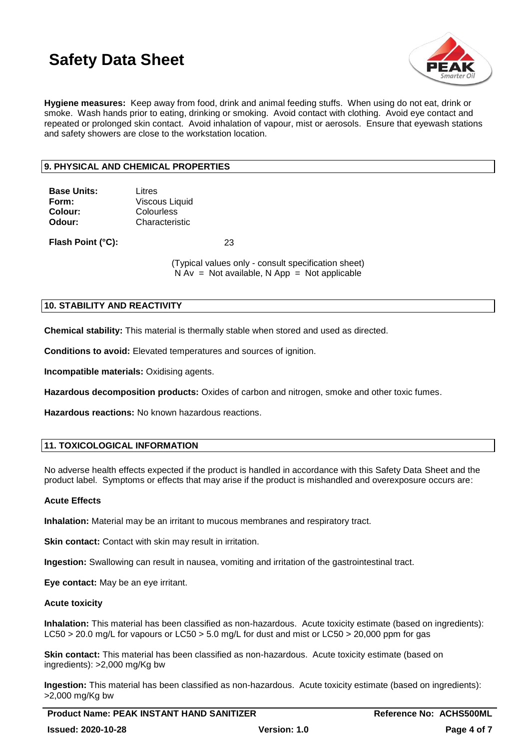**Hygiene measures:** Keep away from food, drink and animal feeding stuffs. When using do not eat, drink or smoke. Wash hands prior to eating, drinking or smoking. Avoid contact with clothing. Avoid eye contact and repeated or prolonged skin contact. Avoid inhalation of vapour, mist or aerosols. Ensure that eyewash stations and safety showers are close to the workstation location.

## 9. PHYSICAL AND CHEMICAL PROPERTIES

| | |
|---|---|
| **Base Units:** | Litres |
| **Form:** | Viscous Liquid |
| **Colour:** | Colourless |
| **Odour:** | Characteristic |

**Flash Point (°C):** 23

(Typical values only - consult specification sheet)
N Av = Not available, N App = Not applicable

## 10. STABILITY AND REACTIVITY

**Chemical stability:** This material is thermally stable when stored and used as directed.

**Conditions to avoid:** Elevated temperatures and sources of ignition.

**Incompatible materials:** Oxidising agents.

**Hazardous decomposition products:** Oxides of carbon and nitrogen, smoke and other toxic fumes.

**Hazardous reactions:** No known hazardous reactions.

## 11. TOXICOLOGICAL INFORMATION

No adverse health effects expected if the product is handled in accordance with this Safety Data Sheet and the product label. Symptoms or effects that may arise if the product is mishandled and overexposure occurs are:

**Acute Effects**

**Inhalation:** Material may be an irritant to mucous membranes and respiratory tract.

**Skin contact:** Contact with skin may result in irritation.

**Ingestion:** Swallowing can result in nausea, vomiting and irritation of the gastrointestinal tract.

**Eye contact:** May be an eye irritant.

**Acute toxicity**

**Inhalation:** This material has been classified as non-hazardous. Acute toxicity estimate (based on ingredients): $LC_{50}$ > 20.0 mg/L for vapours or $LC_{50}$ > 5.0 mg/L for dust and mist or $LC_{50}$ > 20,000 ppm for gas

**Skin contact:** This material has been classified as non-hazardous. Acute toxicity estimate (based on ingredients): >2,000 mg/Kg bw

**Ingestion:** This material has been classified as non-hazardous. Acute toxicity estimate (based on ingredients): >2,000 mg/Kg bw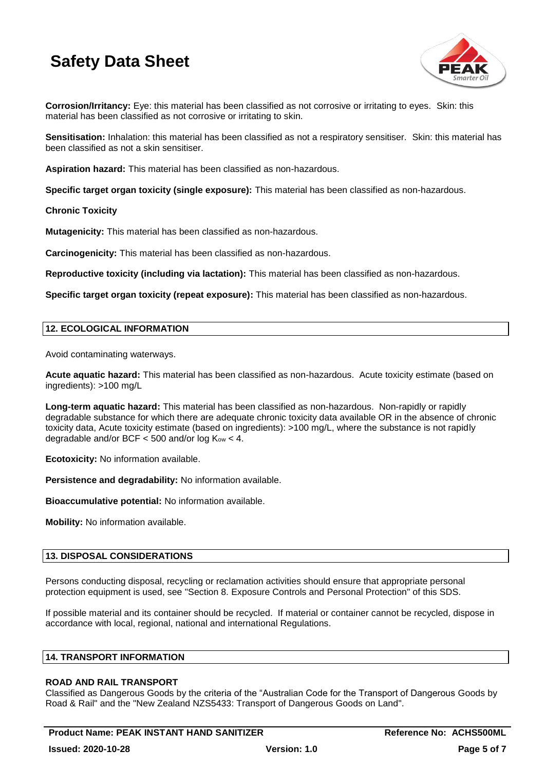**Corrosion/Irritancy:** Eye: this material has been classified as not corrosive or irritating to eyes. Skin: this material has been classified as not corrosive or irritating to skin.

**Sensitisation:** Inhalation: this material has been classified as not a respiratory sensitiser. Skin: this material has been classified as not a skin sensitiser.

**Aspiration hazard:** This material has been classified as non-hazardous.

**Specific target organ toxicity (single exposure):** This material has been classified as non-hazardous.

**Chronic Toxicity**

**Mutagenicity:** This material has been classified as non-hazardous.

**Carcinogenicity:** This material has been classified as non-hazardous.

**Reproductive toxicity (including via lactation):** This material has been classified as non-hazardous.

**Specific target organ toxicity (repeat exposure):** This material has been classified as non-hazardous.

## 12. ECOLOGICAL INFORMATION

Avoid contaminating waterways.

**Acute aquatic hazard:** This material has been classified as non-hazardous. Acute toxicity estimate (based on ingredients): >100 mg/L

**Long-term aquatic hazard:** This material has been classified as non-hazardous. Non-rapidly or rapidly degradable substance for which there are adequate chronic toxicity data available OR in the absence of chronic toxicity data, Acute toxicity estimate (based on ingredients): >100 mg/L, where the substance is not rapidly degradable and/or BCF < 500 and/or log $K_{ow}$ < 4.

**Ecotoxicity:** No information available.

**Persistence and degradability:** No information available.

**Bioaccumulative potential:** No information available.

**Mobility:** No information available.

## 13. DISPOSAL CONSIDERATIONS

Persons conducting disposal, recycling or reclamation activities should ensure that appropriate personal protection equipment is used, see "Section 8. Exposure Controls and Personal Protection" of this SDS.

If possible material and its container should be recycled. If material or container cannot be recycled, dispose in accordance with local, regional, national and international Regulations.

## 14. TRANSPORT INFORMATION

**ROAD AND RAIL TRANSPORT**

Classified as Dangerous Goods by the criteria of the "Australian Code for the Transport of Dangerous Goods by Road & Rail" and the "New Zealand NZS5433: Transport of Dangerous Goods on Land".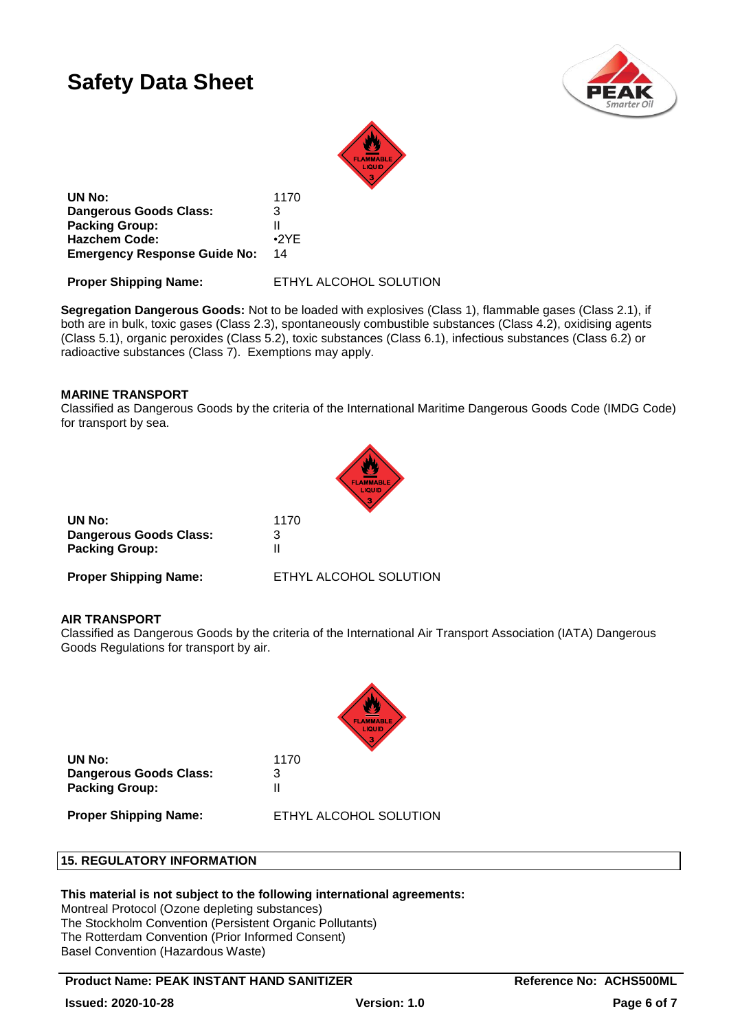# Safety Data Sheet

| | |
|---|---|
| **UN No:** | 1170 |
| **Dangerous Goods Class:** | 3 |
| **Packing Group:** | II |
| **Hazchem Code:** | •2YE |
| **Emergency Response Guide No:** | 14 |

**Proper Shipping Name:** ETHYL ALCOHOL SOLUTION

**Segregation Dangerous Goods:** Not to be loaded with explosives (Class 1), flammable gases (Class 2.1), if both are in bulk, toxic gases (Class 2.3), spontaneously combustible substances (Class 4.2), oxidising agents (Class 5.1), organic peroxides (Class 5.2), toxic substances (Class 6.1), infectious substances (Class 6.2) or radioactive substances (Class 7). Exemptions may apply.

### MARINE TRANSPORT

Classified as Dangerous Goods by the criteria of the International Maritime Dangerous Goods Code (IMDG Code) for transport by sea.

| | |
|---|---|
| **UN No:** | 1170 |
| **Dangerous Goods Class:** | 3 |
| **Packing Group:** | II |

**Proper Shipping Name:** ETHYL ALCOHOL SOLUTION

### AIR TRANSPORT

Classified as Dangerous Goods by the criteria of the International Air Transport Association (IATA) Dangerous Goods Regulations for transport by air.

| | |
|---|---|
| **UN No:** | 1170 |
| **Dangerous Goods Class:** | 3 |
| **Packing Group:** | II |

**Proper Shipping Name:** ETHYL ALCOHOL SOLUTION

## 15. REGULATORY INFORMATION

**This material is not subject to the following international agreements:**

Montreal Protocol (Ozone depleting substances)
The Stockholm Convention (Persistent Organic Pollutants)
The Rotterdam Convention (Prior Informed Consent)
Basel Convention (Hazardous Waste)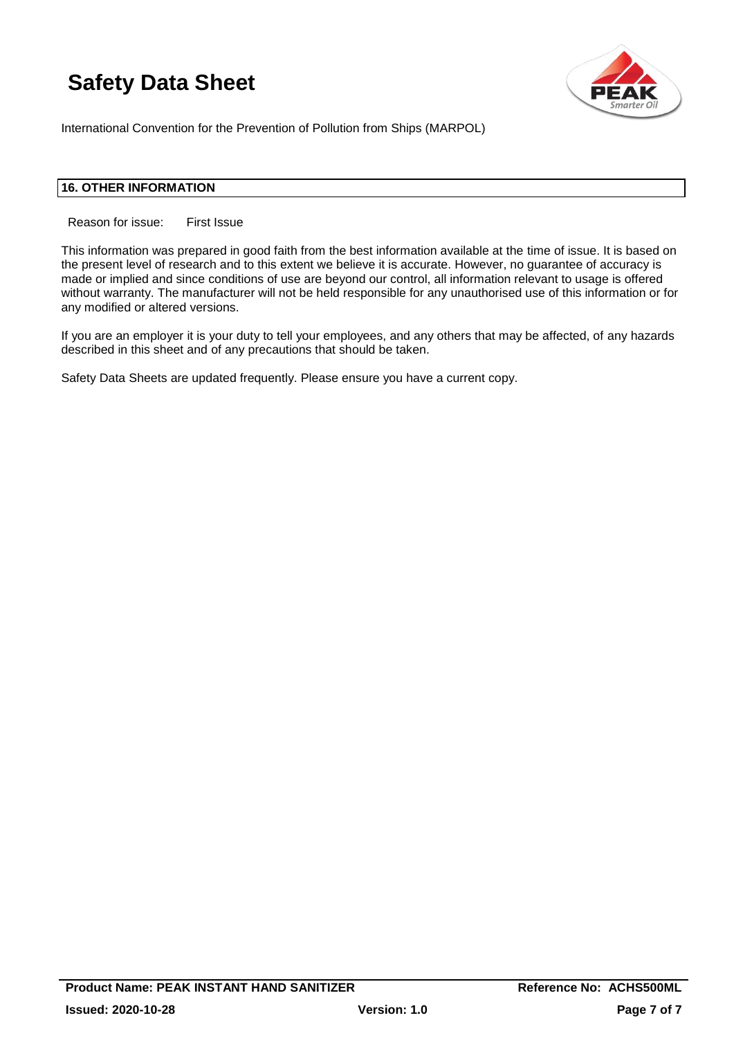International Convention for the Prevention of Pollution from Ships (MARPOL)

## 16. OTHER INFORMATION

Reason for issue: First Issue

This information was prepared in good faith from the best information available at the time of issue. It is based on the present level of research and to this extent we believe it is accurate. However, no guarantee of accuracy is made or implied and since conditions of use are beyond our control, all information relevant to usage is offered without warranty. The manufacturer will not be held responsible for any unauthorised use of this information or for any modified or altered versions.

If you are an employer it is your duty to tell your employees, and any others that may be affected, of any hazards described in this sheet and of any precautions that should be taken.

Safety Data Sheets are updated frequently. Please ensure you have a current copy.